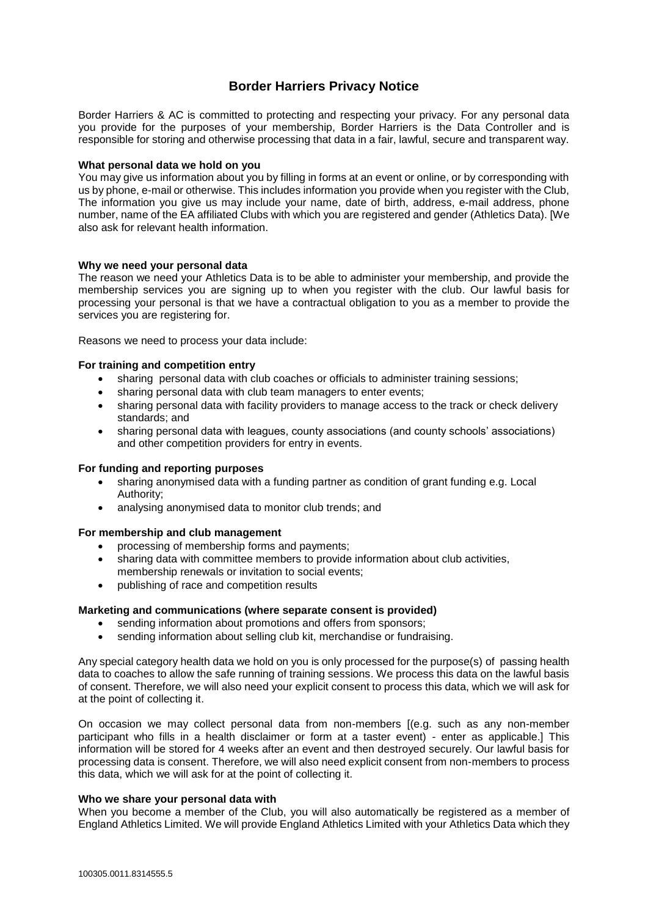# Border Harriers Privacy Notice

Border Harriers & AC is committed to protecting and respecting your privacy. For any personal data you provide for the purposes of your membership, Border Harriers is the Data Controller and is responsible for storing and otherwise processing that data in a fair, lawful, secure and transparent way.

**What personal data we hold on you**

You may give us information about you by filling in forms at an event or online, or by corresponding with us by phone, e-mail or otherwise. This includes information you provide when you register with the Club, The information you give us may include your name, date of birth, address, e-mail address, phone number, name of the EA affiliated Clubs with which you are registered and gender (Athletics Data). [We also ask for relevant health information.

**Why we need your personal data**

The reason we need your Athletics Data is to be able to administer your membership, and provide the membership services you are signing up to when you register with the club. Our lawful basis for processing your personal is that we have a contractual obligation to you as a member to provide the services you are registering for.

Reasons we need to process your data include:

**For training and competition entry**

- sharing personal data with club coaches or officials to administer training sessions;
- sharing personal data with club team managers to enter events;
- sharing personal data with facility providers to manage access to the track or check delivery standards; and
- sharing personal data with leagues, county associations (and county schools' associations) and other competition providers for entry in events.

**For funding and reporting purposes**

- sharing anonymised data with a funding partner as condition of grant funding e.g. Local Authority;
- analysing anonymised data to monitor club trends; and

**For membership and club management**

- processing of membership forms and payments;
- sharing data with committee members to provide information about club activities, membership renewals or invitation to social events;
- publishing of race and competition results

**Marketing and communications (where separate consent is provided)**

- sending information about promotions and offers from sponsors;
- sending information about selling club kit, merchandise or fundraising.

Any special category health data we hold on you is only processed for the purpose(s) of passing health data to coaches to allow the safe running of training sessions. We process this data on the lawful basis of consent. Therefore, we will also need your explicit consent to process this data, which we will ask for at the point of collecting it.

On occasion we may collect personal data from non-members [(e.g. such as any non-member participant who fills in a health disclaimer or form at a taster event) - enter as applicable.] This information will be stored for 4 weeks after an event and then destroyed securely. Our lawful basis for processing data is consent. Therefore, we will also need explicit consent from non-members to process this data, which we will ask for at the point of collecting it.

**Who we share your personal data with**

When you become a member of the Club, you will also automatically be registered as a member of England Athletics Limited. We will provide England Athletics Limited with your Athletics Data which they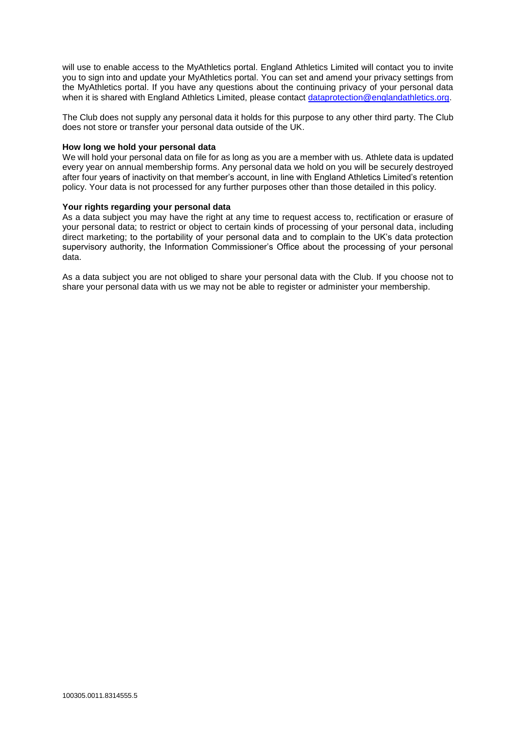will use to enable access to the MyAthletics portal. England Athletics Limited will contact you to invite you to sign into and update your MyAthletics portal. You can set and amend your privacy settings from the MyAthletics portal. If you have any questions about the continuing privacy of your personal data when it is shared with England Athletics Limited, please contact [dataprotection@englandathletics.org](mailto:dataprotection@englandathletics.org).

The Club does not supply any personal data it holds for this purpose to any other third party. The Club does not store or transfer your personal data outside of the UK.

**How long we hold your personal data**
We will hold your personal data on file for as long as you are a member with us. Athlete data is updated every year on annual membership forms. Any personal data we hold on you will be securely destroyed after four years of inactivity on that member's account, in line with England Athletics Limited's retention policy. Your data is not processed for any further purposes other than those detailed in this policy.

**Your rights regarding your personal data**
As a data subject you may have the right at any time to request access to, rectification or erasure of your personal data; to restrict or object to certain kinds of processing of your personal data, including direct marketing; to the portability of your personal data and to complain to the UK's data protection supervisory authority, the Information Commissioner's Office about the processing of your personal data.

As a data subject you are not obliged to share your personal data with the Club. If you choose not to share your personal data with us we may not be able to register or administer your membership.

100305.0011.8314555.5